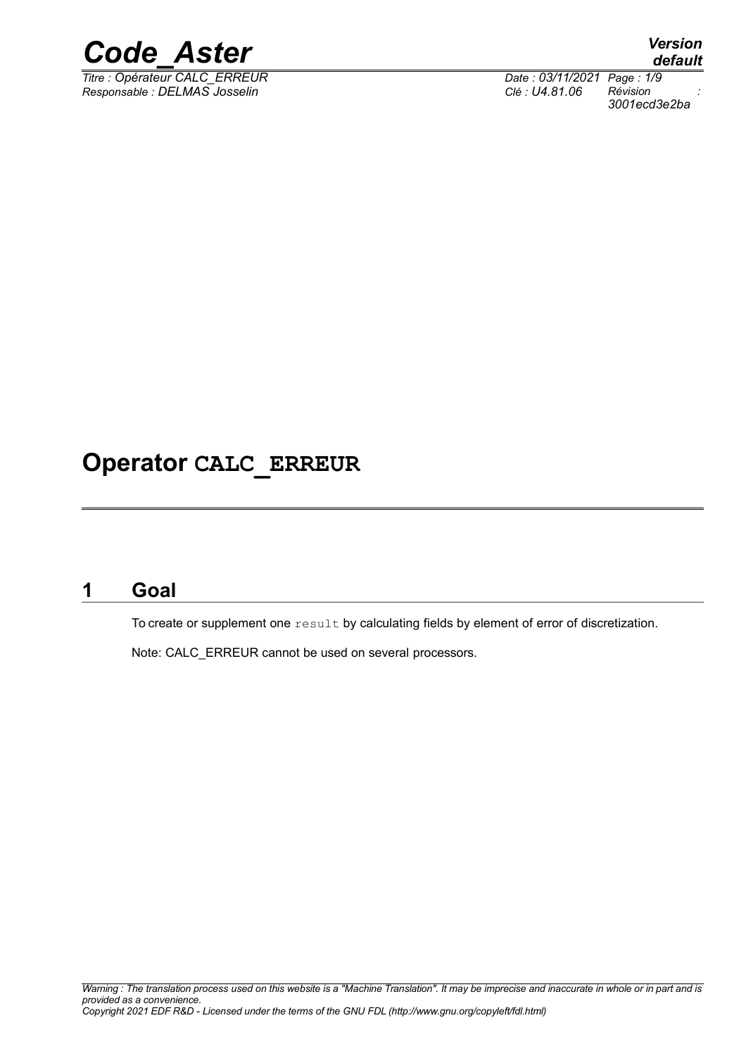# Operator CALC_ERREUR

## 1 Goal

To create or supplement one `result` by calculating fields by element of error of discretization.

Note: CALC_ERREUR cannot be used on several processors.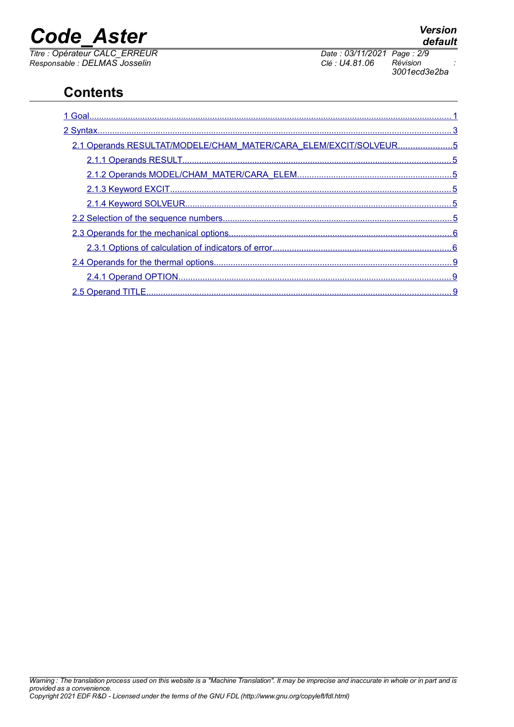# Contents

- 1 Goal........................................................................................................................................1
- 2 Syntax.....................................................................................................................................3
  - 2.1 Operands RESULTAT/MODELE/CHAM_MATER/CARA_ELEM/EXCIT/SOLVEUR......................5
    - 2.1.1 Operands RESULT..............................................................................................5
    - 2.1.2 Operands MODEL/CHAM_MATER/CARA_ELEM................................................5
    - 2.1.3 Keyword EXCIT....................................................................................................5
    - 2.1.4 Keyword SOLVEUR..............................................................................................5
  - 2.2 Selection of the sequence numbers...............................................................................5
  - 2.3 Operands for the mechanical options............................................................................6
    - 2.3.1 Options of calculation of indicators of error..........................................................6
  - 2.4 Operands for the thermal options...................................................................................9
    - 2.4.1 Operand OPTION.................................................................................................9
  - 2.5 Operand TITLE..............................................................................................................9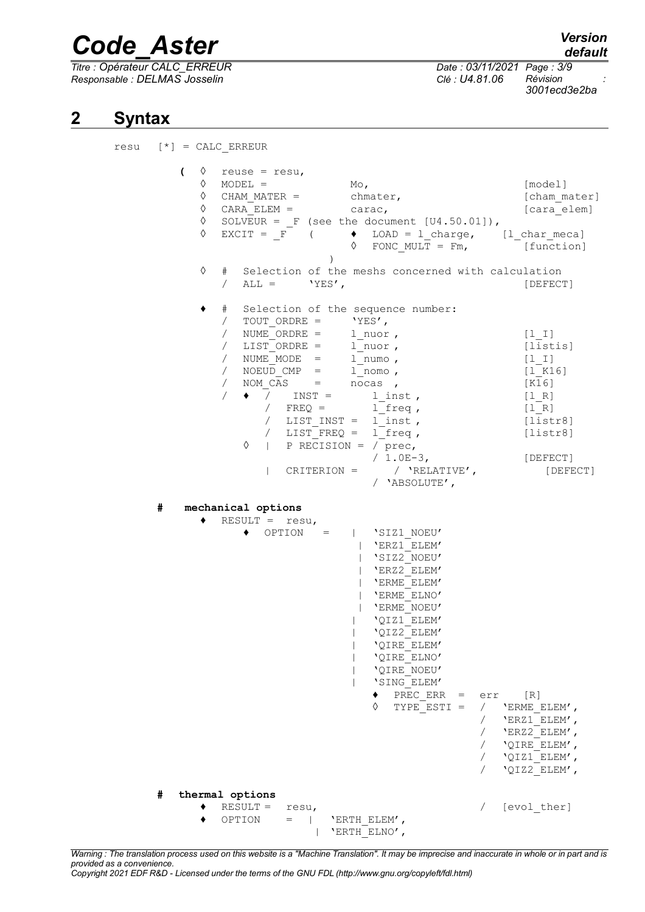## 2 Syntax

```
resu   [*] = CALC_ERREUR

          (  ◊  reuse = resu,
             ◊  MODEL =            Mo,                          [model]
             ◊  CHAM_MATER =       chmater,                     [cham_mater]
             ◊  CARA_ELEM =        carac,                       [cara_elem]
             ◊  SOLVEUR = _F (see the document [U4.50.01]),
             ◊  EXCIT = _F    (      ♦  LOAD = l_charge,     [l_char_meca]
                                     ◊  FONC_MULT = Fm,         [function]
                              )
             ◊  #  Selection of the meshs concerned with calculation
                /  ALL =      'YES',                            [DEFECT]

             ♦  #  Selection of the sequence number:
                /  TOUT_ORDRE =     'YES',
                /  NUME_ORDRE =     l_nuor ,                    [l_I]
                /  LIST_ORDRE =     l_nuor ,                    [listis]
                /  NUME_MODE  =     l_numo ,                    [l_I]
                /  NOEUD_CMP  =     l_nomo ,                    [l_K16]
                /  NOM_CAS    =     nocas  ,                    [K16]
                /  ♦  /   INST =        l_inst ,                [l_R]
                      /  FREQ =        l_freq ,                 [l_R]
                      /  LIST_INST =  l_inst ,                  [listr8]
                      /  LIST_FREQ =  l_freq ,                  [listr8]
                   ◊  |  P RECISION = / prec,
                                      / 1.0E-3,                 [DEFECT]
                      |  CRITERION =     / 'RELATIVE',             [DEFECT]
                                         / 'ABSOLUTE',

      #   mechanical options
             ♦  RESULT =  resu,
                  ♦  OPTION   =   |   'SIZ1_NOEU'
                                   |  'ERZ1_ELEM'
                                   |  'SIZ2_NOEU'
                                   |  'ERZ2_ELEM'
                                   |  'ERME_ELEM'
                                   |  'ERME_ELNO'
                                   |  'ERME_NOEU'
                                  |   'QIZ1_ELEM'
                                  |   'QIZ2_ELEM'
                                  |   'QIRE_ELEM'
                                  |   'QIRE_ELNO'
                                  |   'QIRE_NOEU'
                                  |   'SING_ELEM'
                                      ♦  PREC_ERR  =  err    [R]
                                      ◊  TYPE_ESTI =  /  'ERME_ELEM',
                                                      /  'ERZ1_ELEM',
                                                      /  'ERZ2_ELEM',
                                                      /  'QIRE_ELEM',
                                                      /  'QIZ1_ELEM',
                                                      /  'QIZ2_ELEM',

      #  thermal options
             ♦  RESULT =  resu,                             /  [evol_ther]
             ♦  OPTION     =  |    'ERTH_ELEM',
                                |  'ERTH_ELNO',
```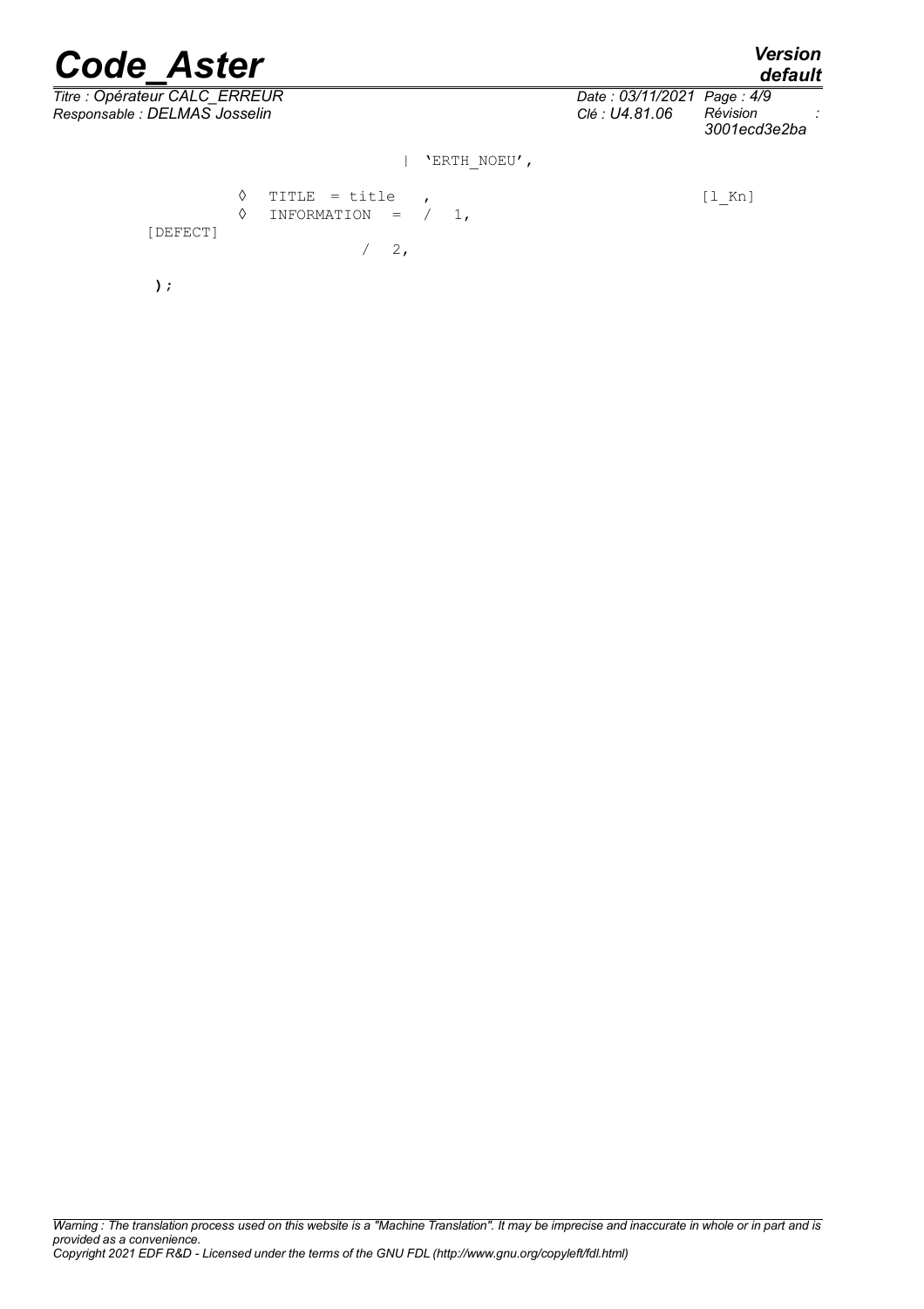```
                              | 'ERTH_NOEU',

        ◊  TITLE  = title   ,                                  [l_Kn]
        ◊  INFORMATION  =  /  1,
[DEFECT]
                           /  2,

);
```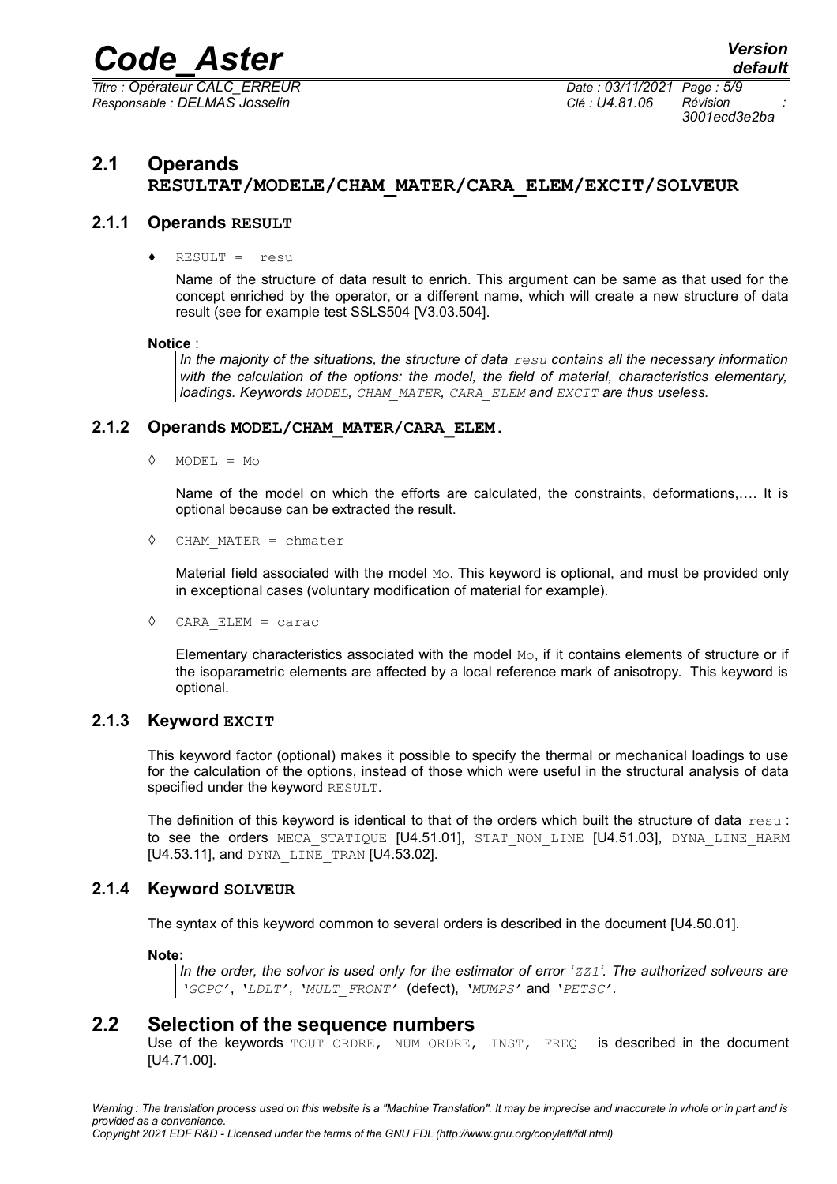## 2.1 Operands RESULTAT/MODELE/CHAM_MATER/CARA_ELEM/EXCIT/SOLVEUR

### 2.1.1 Operands RESULT

♦ `RESULT = resu`

Name of the structure of data result to enrich. This argument can be same as that used for the concept enriched by the operator, or a different name, which will create a new structure of data result (see for example test SSLS504 [V3.03.504].

**Notice** :

> *In the majority of the situations, the structure of data `resu` contains all the necessary information with the calculation of the options: the model, the field of material, characteristics elementary, loadings. Keywords `MODEL`, `CHAM_MATER`, `CARA_ELEM` and `EXCIT` are thus useless.*

### 2.1.2 Operands MODEL/CHAM_MATER/CARA_ELEM.

◊ `MODEL = Mo`

Name of the model on which the efforts are calculated, the constraints, deformations,…. It is optional because can be extracted the result.

◊ `CHAM_MATER = chmater`

Material field associated with the model `Mo`. This keyword is optional, and must be provided only in exceptional cases (voluntary modification of material for example).

◊ `CARA_ELEM = carac`

Elementary characteristics associated with the model `Mo`, if it contains elements of structure or if the isoparametric elements are affected by a local reference mark of anisotropy. This keyword is optional.

### 2.1.3 Keyword EXCIT

This keyword factor (optional) makes it possible to specify the thermal or mechanical loadings to use for the calculation of the options, instead of those which were useful in the structural analysis of data specified under the keyword `RESULT`.

The definition of this keyword is identical to that of the orders which built the structure of data `resu` : to see the orders `MECA_STATIQUE` [U4.51.01], `STAT_NON_LINE` [U4.51.03], `DYNA_LINE_HARM` [U4.53.11], and `DYNA_LINE_TRAN` [U4.53.02].

### 2.1.4 Keyword SOLVEUR

The syntax of this keyword common to several orders is described in the document [U4.50.01].

**Note:**

> *In the order, the solvor is used only for the estimator of error '`ZZ1`'. The authorized solveurs are '`GCPC`', '`LDLT`', '`MULT_FRONT`' (defect), '`MUMPS`' and '`PETSC`'.*

## 2.2 Selection of the sequence numbers

Use of the keywords `TOUT_ORDRE`, `NUM_ORDRE`, `INST`, `FREQ` is described in the document [U4.71.00].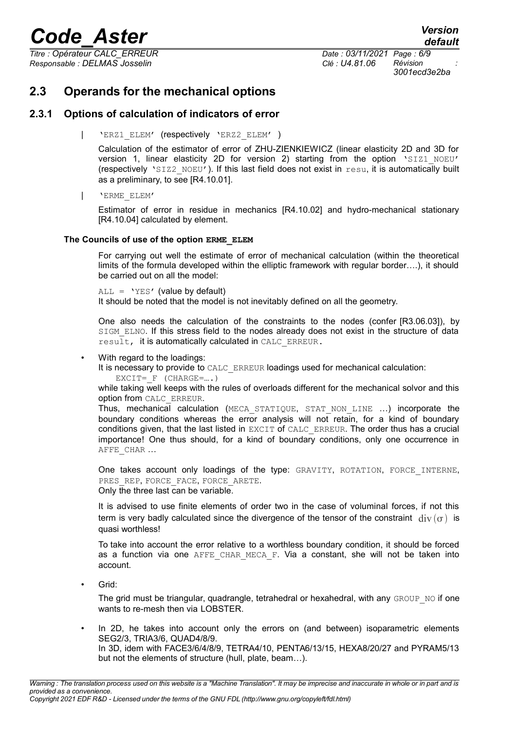## 2.3 Operands for the mechanical options

### 2.3.1 Options of calculation of indicators of error

| 'ERZ1_ELEM' (respectively 'ERZ2_ELEM' )

Calculation of the estimator of error of ZHU-ZIENKIEWICZ (linear elasticity 2D and 3D for version 1, linear elasticity 2D for version 2) starting from the option 'SIZ1_NOEU' (respectively 'SIZ2_NOEU'). If this last field does not exist in resu, it is automatically built as a preliminary, to see [R4.10.01].

| 'ERME_ELEM'

Estimator of error in residue in mechanics [R4.10.02] and hydro-mechanical stationary [R4.10.04] calculated by element.

**The Councils of use of the option ERME_ELEM**

For carrying out well the estimate of error of mechanical calculation (within the theoretical limits of the formula developed within the elliptic framework with regular border….), it should be carried out on all the model:

ALL = 'YES' (value by default)
It should be noted that the model is not inevitably defined on all the geometry.

One also needs the calculation of the constraints to the nodes (confer [R3.06.03]), by SIGM_ELNO. If this stress field to the nodes already does not exist in the structure of data result, it is automatically calculated in CALC_ERREUR.

- With regard to the loadings:
  It is necessary to provide to CALC_ERREUR loadings used for mechanical calculation:
  EXCIT=_F (CHARGE=….)
  while taking well keeps with the rules of overloads different for the mechanical solvor and this option from CALC_ERREUR.
  Thus, mechanical calculation (MECA_STATIQUE, STAT_NON_LINE …) incorporate the boundary conditions whereas the error analysis will not retain, for a kind of boundary conditions given, that the last listed in EXCIT of CALC_ERREUR. The order thus has a crucial importance! One thus should, for a kind of boundary conditions, only one occurrence in AFFE_CHAR …

  One takes account only loadings of the type: GRAVITY, ROTATION, FORCE_INTERNE, PRES_REP, FORCE_FACE, FORCE_ARETE.
  Only the three last can be variable.

  It is advised to use finite elements of order two in the case of voluminal forces, if not this term is very badly calculated since the divergence of the tensor of the constraint $\mathrm{div}(\sigma)$ is quasi worthless!

  To take into account the error relative to a worthless boundary condition, it should be forced as a function via one AFFE_CHAR_MECA_F. Via a constant, she will not be taken into account.

- Grid:

  The grid must be triangular, quadrangle, tetrahedral or hexahedral, with any GROUP_NO if one wants to re-mesh then via LOBSTER.

- In 2D, he takes into account only the errors on (and between) isoparametric elements SEG2/3, TRIA3/6, QUAD4/8/9.
  In 3D, idem with FACE3/6/4/8/9, TETRA4/10, PENTA6/13/15, HEXA8/20/27 and PYRAM5/13 but not the elements of structure (hull, plate, beam…).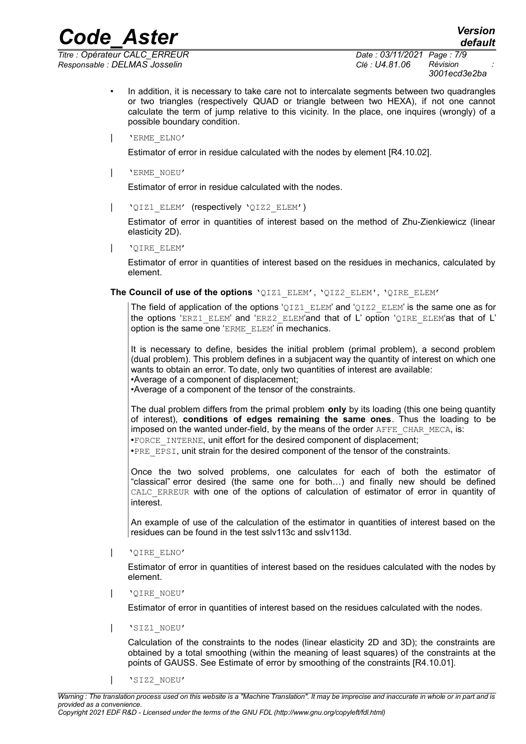- In addition, it is necessary to take care not to intercalate segments between two quadrangles or two triangles (respectively QUAD or triangle between two HEXA), if not one cannot calculate the term of jump relative to this vicinity. In the place, one inquires (wrongly) of a possible boundary condition.

| 'ERME_ELNO'

Estimator of error in residue calculated with the nodes by element [R4.10.02].

| 'ERME_NOEU'

Estimator of error in residue calculated with the nodes.

| 'QIZ1_ELEM' (respectively 'QIZ2_ELEM')

Estimator of error in quantities of interest based on the method of Zhu-Zienkiewicz (linear elasticity 2D).

| 'QIRE_ELEM'

Estimator of error in quantities of interest based on the residues in mechanics, calculated by element.

**The Council of use of the options** 'QIZ1_ELEM', 'QIZ2_ELEM', 'QIRE_ELEM'

The field of application of the options 'QIZ1_ELEM' and 'QIZ2_ELEM' is the same one as for the options 'ERZ1_ELEM' and 'ERZ2_ELEM'and that of L' option 'QIRE_ELEM'as that of L' option is the same one 'ERME_ELEM' in mechanics.

It is necessary to define, besides the initial problem (primal problem), a second problem (dual problem). This problem defines in a subjacent way the quantity of interest on which one wants to obtain an error. To date, only two quantities of interest are available:
- Average of a component of displacement;
- Average of a component of the tensor of the constraints.

The dual problem differs from the primal problem **only** by its loading (this one being quantity of interest), **conditions of edges remaining the same ones**. Thus the loading to be imposed on the wanted under-field, by the means of the order AFFE_CHAR_MECA, is:
- FORCE_INTERNE, unit effort for the desired component of displacement;
- PRE_EPSI, unit strain for the desired component of the tensor of the constraints.

Once the two solved problems, one calculates for each of both the estimator of "classical" error desired (the same one for both…) and finally new should be defined CALC_ERREUR with one of the options of calculation of estimator of error in quantity of interest.

An example of use of the calculation of the estimator in quantities of interest based on the residues can be found in the test sslv113c and sslv113d.

| 'QIRE_ELNO'

Estimator of error in quantities of interest based on the residues calculated with the nodes by element.

| 'QIRE_NOEU'

Estimator of error in quantities of interest based on the residues calculated with the nodes.

| 'SIZ1_NOEU'

Calculation of the constraints to the nodes (linear elasticity 2D and 3D); the constraints are obtained by a total smoothing (within the meaning of least squares) of the constraints at the points of GAUSS. See Estimate of error by smoothing of the constraints [R4.10.01].

| 'SIZ2_NOEU'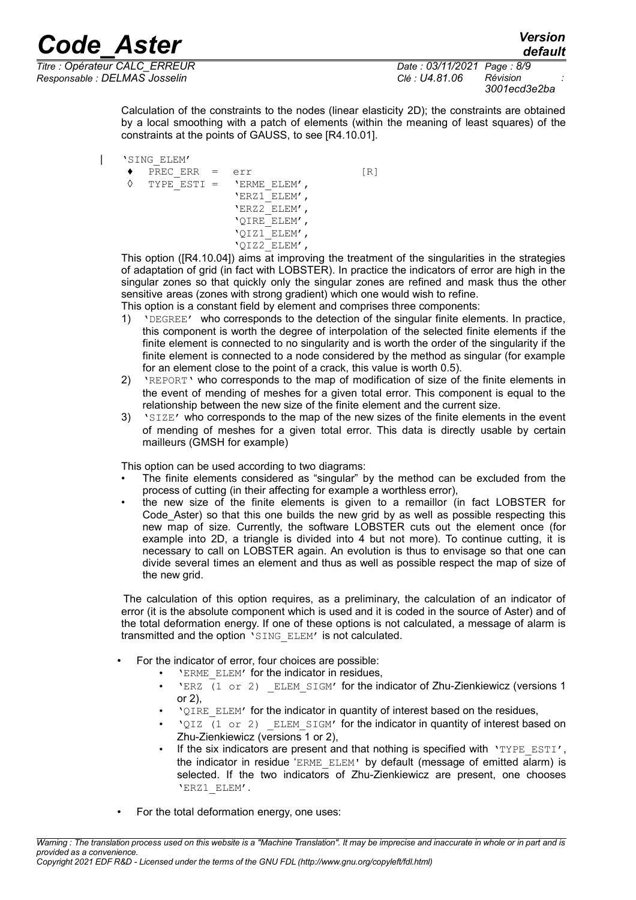Calculation of the constraints to the nodes (linear elasticity 2D); the constraints are obtained by a local smoothing with a patch of elements (within the meaning of least squares) of the constraints at the points of GAUSS, to see [R4.10.01].

```
'SING_ELEM'
  ♦  PREC_ERR  =  err                [R]
  ◊  TYPE_ESTI =  'ERME_ELEM',
                  'ERZ1_ELEM',
                  'ERZ2_ELEM',
                  'QIRE_ELEM',
                  'QIZ1_ELEM',
                  'QIZ2_ELEM',
```

This option ([R4.10.04]) aims at improving the treatment of the singularities in the strategies of adaptation of grid (in fact with LOBSTER). In practice the indicators of error are high in the singular zones so that quickly only the singular zones are refined and mask thus the other sensitive areas (zones with strong gradient) which one would wish to refine.

This option is a constant field by element and comprises three components:

1) 'DEGREE' who corresponds to the detection of the singular finite elements. In practice, this component is worth the degree of interpolation of the selected finite elements if the finite element is connected to no singularity and is worth the order of the singularity if the finite element is connected to a node considered by the method as singular (for example for an element close to the point of a crack, this value is worth 0.5).
2) 'REPORT' who corresponds to the map of modification of size of the finite elements in the event of mending of meshes for a given total error. This component is equal to the relationship between the new size of the finite element and the current size.
3) 'SIZE' who corresponds to the map of the new sizes of the finite elements in the event of mending of meshes for a given total error. This data is directly usable by certain mailleurs (GMSH for example)

This option can be used according to two diagrams:

- The finite elements considered as "singular" by the method can be excluded from the process of cutting (in their affecting for example a worthless error),
- the new size of the finite elements is given to a remaillor (in fact LOBSTER for Code_Aster) so that this one builds the new grid by as well as possible respecting this new map of size. Currently, the software LOBSTER cuts out the element once (for example into 2D, a triangle is divided into 4 but not more). To continue cutting, it is necessary to call on LOBSTER again. An evolution is thus to envisage so that one can divide several times an element and thus as well as possible respect the map of size of the new grid.

The calculation of this option requires, as a preliminary, the calculation of an indicator of error (it is the absolute component which is used and it is coded in the source of Aster) and of the total deformation energy. If one of these options is not calculated, a message of alarm is transmitted and the option 'SING_ELEM' is not calculated.

- For the indicator of error, four choices are possible:
  - 'ERME_ELEM' for the indicator in residues,
  - 'ERZ (1 or 2) _ELEM_SIGM' for the indicator of Zhu-Zienkiewicz (versions 1 or 2),
  - 'QIRE_ELEM' for the indicator in quantity of interest based on the residues,
  - 'QIZ (1 or 2) _ELEM_SIGM' for the indicator in quantity of interest based on Zhu-Zienkiewicz (versions 1 or 2),
  - If the six indicators are present and that nothing is specified with 'TYPE_ESTI', the indicator in residue 'ERME_ELEM' by default (message of emitted alarm) is selected. If the two indicators of Zhu-Zienkiewicz are present, one chooses 'ERZ1_ELEM'.
- For the total deformation energy, one uses: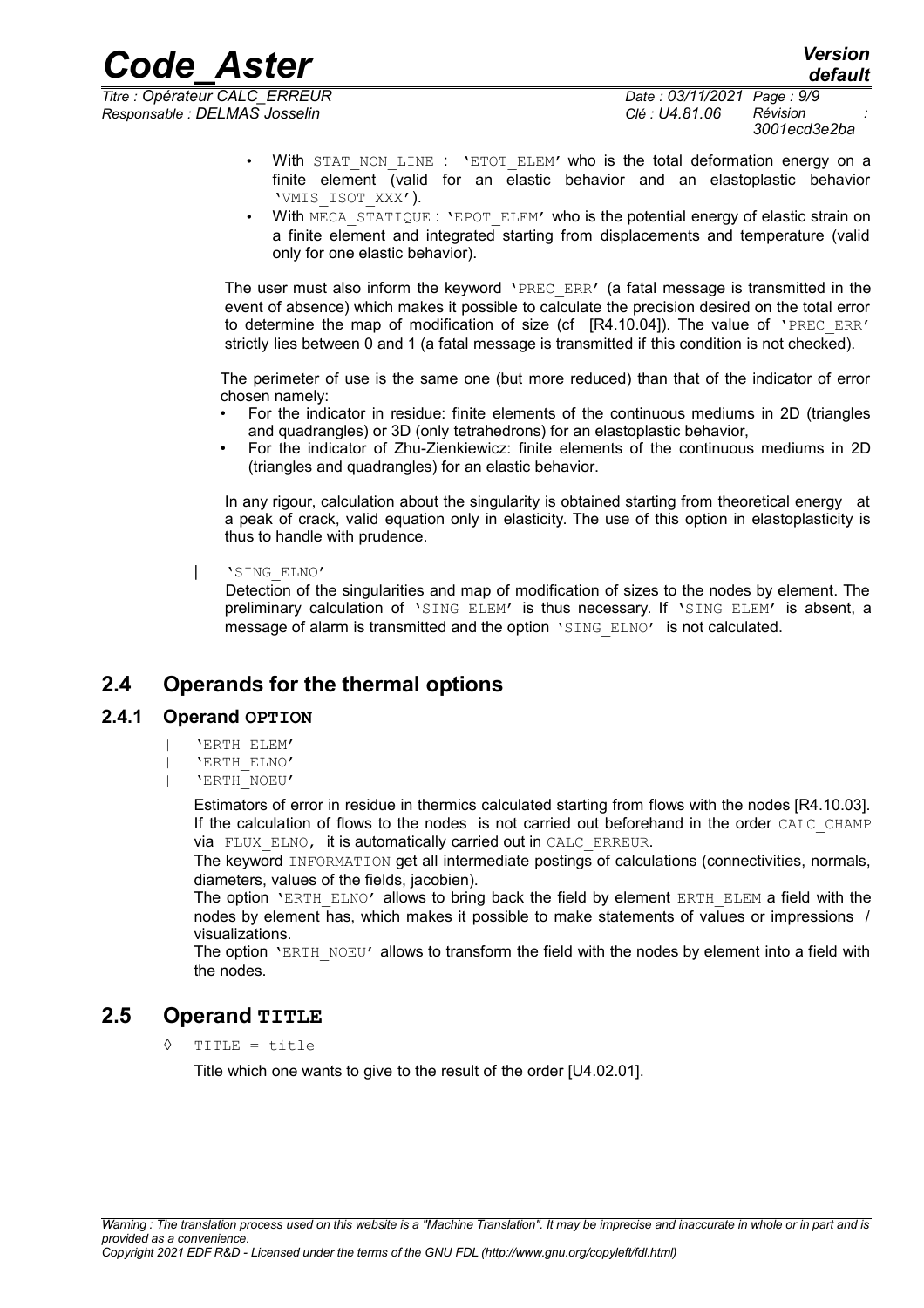- With STAT_NON_LINE : 'ETOT_ELEM' who is the total deformation energy on a finite element (valid for an elastic behavior and an elastoplastic behavior 'VMIS_ISOT_XXX').
- With MECA_STATIQUE : 'EPOT_ELEM' who is the potential energy of elastic strain on a finite element and integrated starting from displacements and temperature (valid only for one elastic behavior).

The user must also inform the keyword 'PREC_ERR' (a fatal message is transmitted in the event of absence) which makes it possible to calculate the precision desired on the total error to determine the map of modification of size (cf [R4.10.04]). The value of 'PREC_ERR' strictly lies between 0 and 1 (a fatal message is transmitted if this condition is not checked).

The perimeter of use is the same one (but more reduced) than that of the indicator of error chosen namely:

- For the indicator in residue: finite elements of the continuous mediums in 2D (triangles and quadrangles) or 3D (only tetrahedrons) for an elastoplastic behavior,
- For the indicator of Zhu-Zienkiewicz: finite elements of the continuous mediums in 2D (triangles and quadrangles) for an elastic behavior.

In any rigour, calculation about the singularity is obtained starting from theoretical energy at a peak of crack, valid equation only in elasticity. The use of this option in elastoplasticity is thus to handle with prudence.

| 'SING_ELNO'

Detection of the singularities and map of modification of sizes to the nodes by element. The preliminary calculation of 'SING_ELEM' is thus necessary. If 'SING_ELEM' is absent, a message of alarm is transmitted and the option 'SING_ELNO' is not calculated.

## 2.4 Operands for the thermal options

### 2.4.1 Operand OPTION

| 'ERTH_ELEM'
| 'ERTH_ELNO'
| 'ERTH_NOEU'

Estimators of error in residue in thermics calculated starting from flows with the nodes [R4.10.03]. If the calculation of flows to the nodes is not carried out beforehand in the order CALC_CHAMP via FLUX_ELNO, it is automatically carried out in CALC_ERREUR.

The keyword INFORMATION get all intermediate postings of calculations (connectivities, normals, diameters, values of the fields, jacobien).

The option 'ERTH_ELNO' allows to bring back the field by element ERTH_ELEM a field with the nodes by element has, which makes it possible to make statements of values or impressions / visualizations.

The option 'ERTH_NOEU' allows to transform the field with the nodes by element into a field with the nodes.

## 2.5 Operand TITLE

◊ TITLE = title

Title which one wants to give to the result of the order [U4.02.01].